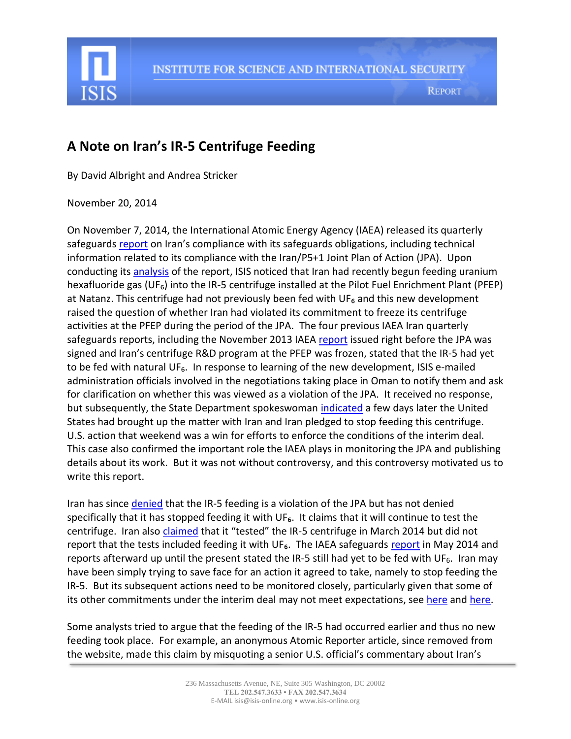# A Note on Iran's IR-5 Centrifuge Feeding

By David Albright and Andrea Stricker

November 20, 2014

On November 7, 2014, the International Atomic Energy Agency (IAEA) released its quarterly safeguards report on Iran's compliance with its safeguards obligations, including technical information related to its compliance with the Iran/P5+1 Joint Plan of Action (JPA). Upon conducting its analysis of the report, ISIS noticed that Iran had recently begun feeding uranium hexafluoride gas ($UF_6$) into the IR-5 centrifuge installed at the Pilot Fuel Enrichment Plant (PFEP) at Natanz. This centrifuge had not previously been fed with $UF_6$ and this new development raised the question of whether Iran had violated its commitment to freeze its centrifuge activities at the PFEP during the period of the JPA. The four previous IAEA Iran quarterly safeguards reports, including the November 2013 IAEA report issued right before the JPA was signed and Iran's centrifuge R&D program at the PFEP was frozen, stated that the IR-5 had yet to be fed with natural $UF_6$. In response to learning of the new development, ISIS e-mailed administration officials involved in the negotiations taking place in Oman to notify them and ask for clarification on whether this was viewed as a violation of the JPA. It received no response, but subsequently, the State Department spokeswoman indicated a few days later the United States had brought up the matter with Iran and Iran pledged to stop feeding this centrifuge. U.S. action that weekend was a win for efforts to enforce the conditions of the interim deal. This case also confirmed the important role the IAEA plays in monitoring the JPA and publishing details about its work. But it was not without controversy, and this controversy motivated us to write this report.

Iran has since denied that the IR-5 feeding is a violation of the JPA but has not denied specifically that it has stopped feeding it with $UF_6$. It claims that it will continue to test the centrifuge. Iran also claimed that it "tested" the IR-5 centrifuge in March 2014 but did not report that the tests included feeding it with $UF_6$. The IAEA safeguards report in May 2014 and reports afterward up until the present stated the IR-5 still had yet to be fed with $UF_6$. Iran may have been simply trying to save face for an action it agreed to take, namely to stop feeding the IR-5. But its subsequent actions need to be monitored closely, particularly given that some of its other commitments under the interim deal may not meet expectations, see here and here.

Some analysts tried to argue that the feeding of the IR-5 had occurred earlier and thus no new feeding took place. For example, an anonymous Atomic Reporter article, since removed from the website, made this claim by misquoting a senior U.S. official's commentary about Iran's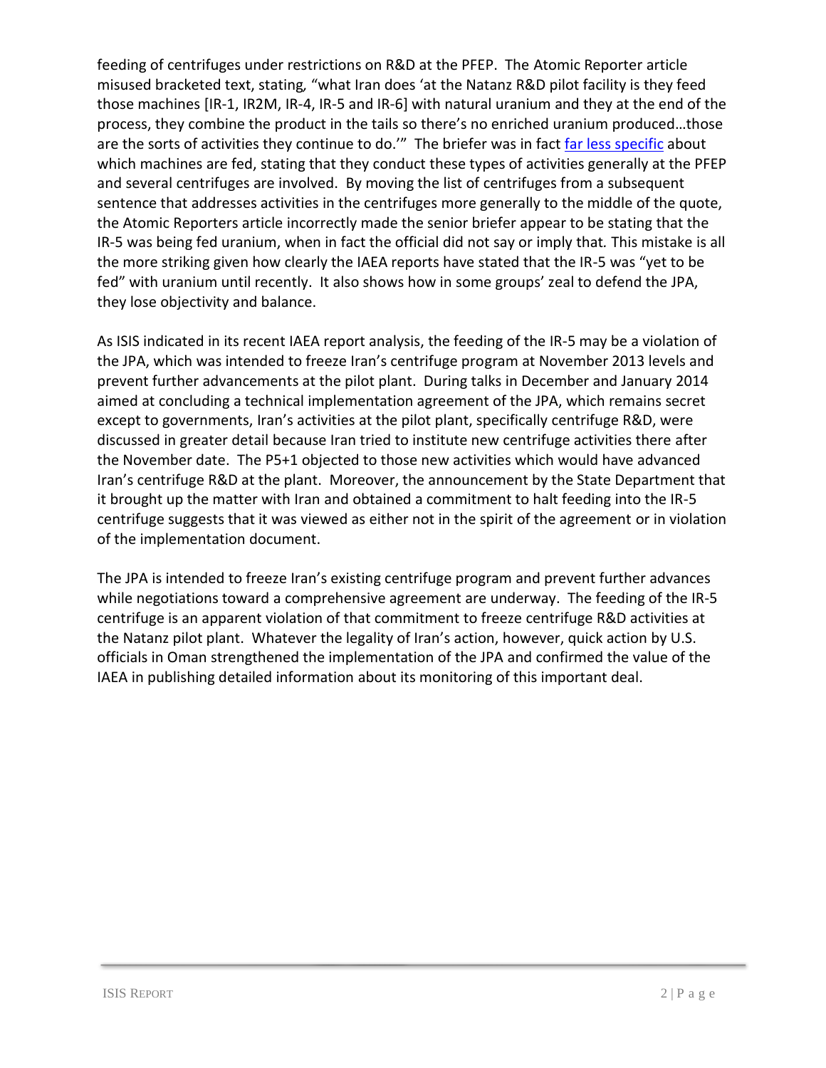feeding of centrifuges under restrictions on R&D at the PFEP. The Atomic Reporter article misused bracketed text, stating, "what Iran does 'at the Natanz R&D pilot facility is they feed those machines [IR-1, IR2M, IR-4, IR-5 and IR-6] with natural uranium and they at the end of the process, they combine the product in the tails so there's no enriched uranium produced…those are the sorts of activities they continue to do.'" The briefer was in fact far less specific about which machines are fed, stating that they conduct these types of activities generally at the PFEP and several centrifuges are involved. By moving the list of centrifuges from a subsequent sentence that addresses activities in the centrifuges more generally to the middle of the quote, the Atomic Reporters article incorrectly made the senior briefer appear to be stating that the IR-5 was being fed uranium, when in fact the official did not say or imply that. This mistake is all the more striking given how clearly the IAEA reports have stated that the IR-5 was "yet to be fed" with uranium until recently. It also shows how in some groups' zeal to defend the JPA, they lose objectivity and balance.

As ISIS indicated in its recent IAEA report analysis, the feeding of the IR-5 may be a violation of the JPA, which was intended to freeze Iran's centrifuge program at November 2013 levels and prevent further advancements at the pilot plant. During talks in December and January 2014 aimed at concluding a technical implementation agreement of the JPA, which remains secret except to governments, Iran's activities at the pilot plant, specifically centrifuge R&D, were discussed in greater detail because Iran tried to institute new centrifuge activities there after the November date. The P5+1 objected to those new activities which would have advanced Iran's centrifuge R&D at the plant. Moreover, the announcement by the State Department that it brought up the matter with Iran and obtained a commitment to halt feeding into the IR-5 centrifuge suggests that it was viewed as either not in the spirit of the agreement or in violation of the implementation document.

The JPA is intended to freeze Iran's existing centrifuge program and prevent further advances while negotiations toward a comprehensive agreement are underway. The feeding of the IR-5 centrifuge is an apparent violation of that commitment to freeze centrifuge R&D activities at the Natanz pilot plant. Whatever the legality of Iran's action, however, quick action by U.S. officials in Oman strengthened the implementation of the JPA and confirmed the value of the IAEA in publishing detailed information about its monitoring of this important deal.